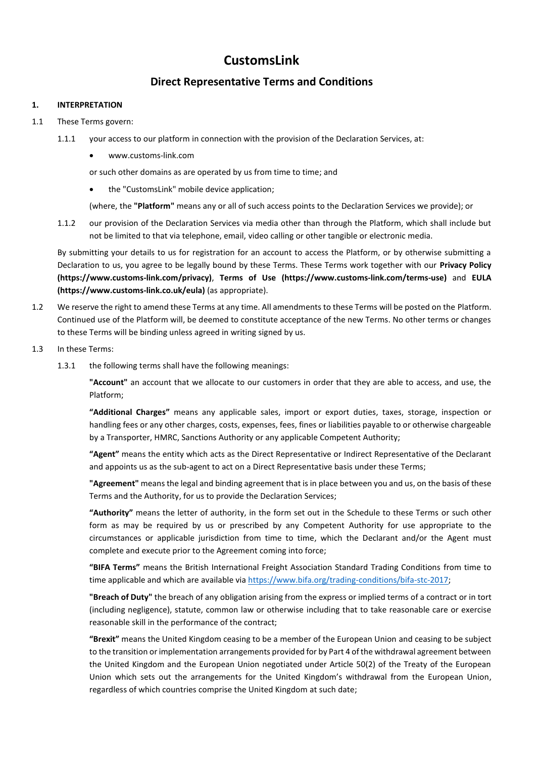# CustomsLink

## Direct Representative Terms and Conditions

**1. INTERPRETATION**

1.1 These Terms govern:

1.1.1 your access to our platform in connection with the provision of the Declaration Services, at:

- www.customs-link.com

or such other domains as are operated by us from time to time; and

- the "CustomsLink" mobile device application;

(where, the **"Platform"** means any or all of such access points to the Declaration Services we provide); or

1.1.2 our provision of the Declaration Services via media other than through the Platform, which shall include but not be limited to that via telephone, email, video calling or other tangible or electronic media.

By submitting your details to us for registration for an account to access the Platform, or by otherwise submitting a Declaration to us, you agree to be legally bound by these Terms. These Terms work together with our **Privacy Policy (https://www.customs-link.com/privacy)**, **Terms of Use (https://www.customs-link.com/terms-use)** and **EULA (https://www.customs-link.co.uk/eula)** (as appropriate).

1.2 We reserve the right to amend these Terms at any time. All amendments to these Terms will be posted on the Platform. Continued use of the Platform will, be deemed to constitute acceptance of the new Terms. No other terms or changes to these Terms will be binding unless agreed in writing signed by us.

1.3 In these Terms:

1.3.1 the following terms shall have the following meanings:

**"Account"** an account that we allocate to our customers in order that they are able to access, and use, the Platform;

**"Additional Charges"** means any applicable sales, import or export duties, taxes, storage, inspection or handling fees or any other charges, costs, expenses, fees, fines or liabilities payable to or otherwise chargeable by a Transporter, HMRC, Sanctions Authority or any applicable Competent Authority;

**"Agent"** means the entity which acts as the Direct Representative or Indirect Representative of the Declarant and appoints us as the sub-agent to act on a Direct Representative basis under these Terms;

**"Agreement"** means the legal and binding agreement that is in place between you and us, on the basis of these Terms and the Authority, for us to provide the Declaration Services;

**"Authority"** means the letter of authority, in the form set out in the Schedule to these Terms or such other form as may be required by us or prescribed by any Competent Authority for use appropriate to the circumstances or applicable jurisdiction from time to time, which the Declarant and/or the Agent must complete and execute prior to the Agreement coming into force;

**"BIFA Terms"** means the British International Freight Association Standard Trading Conditions from time to time applicable and which are available via https://www.bifa.org/trading-conditions/bifa-stc-2017;

**"Breach of Duty"** the breach of any obligation arising from the express or implied terms of a contract or in tort (including negligence), statute, common law or otherwise including that to take reasonable care or exercise reasonable skill in the performance of the contract;

**"Brexit"** means the United Kingdom ceasing to be a member of the European Union and ceasing to be subject to the transition or implementation arrangements provided for by Part 4 of the withdrawal agreement between the United Kingdom and the European Union negotiated under Article 50(2) of the Treaty of the European Union which sets out the arrangements for the United Kingdom's withdrawal from the European Union, regardless of which countries comprise the United Kingdom at such date;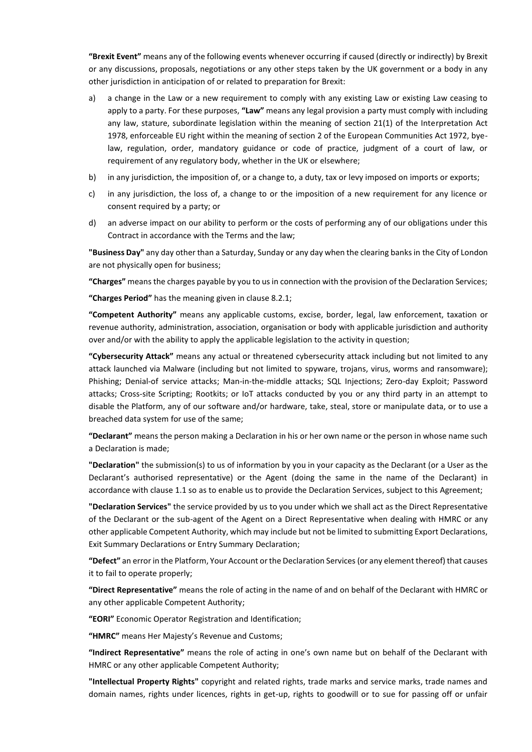**"Brexit Event"** means any of the following events whenever occurring if caused (directly or indirectly) by Brexit or any discussions, proposals, negotiations or any other steps taken by the UK government or a body in any other jurisdiction in anticipation of or related to preparation for Brexit:

a) a change in the Law or a new requirement to comply with any existing Law or existing Law ceasing to apply to a party. For these purposes, **"Law"** means any legal provision a party must comply with including any law, stature, subordinate legislation within the meaning of section 21(1) of the Interpretation Act 1978, enforceable EU right within the meaning of section 2 of the European Communities Act 1972, bye-law, regulation, order, mandatory guidance or code of practice, judgment of a court of law, or requirement of any regulatory body, whether in the UK or elsewhere;

b) in any jurisdiction, the imposition of, or a change to, a duty, tax or levy imposed on imports or exports;

c) in any jurisdiction, the loss of, a change to or the imposition of a new requirement for any licence or consent required by a party; or

d) an adverse impact on our ability to perform or the costs of performing any of our obligations under this Contract in accordance with the Terms and the law;

**"Business Day"** any day other than a Saturday, Sunday or any day when the clearing banks in the City of London are not physically open for business;

**"Charges"** means the charges payable by you to us in connection with the provision of the Declaration Services;

**"Charges Period"** has the meaning given in clause 8.2.1;

**"Competent Authority"** means any applicable customs, excise, border, legal, law enforcement, taxation or revenue authority, administration, association, organisation or body with applicable jurisdiction and authority over and/or with the ability to apply the applicable legislation to the activity in question;

**"Cybersecurity Attack"** means any actual or threatened cybersecurity attack including but not limited to any attack launched via Malware (including but not limited to spyware, trojans, virus, worms and ransomware); Phishing; Denial-of service attacks; Man-in-the-middle attacks; SQL Injections; Zero-day Exploit; Password attacks; Cross-site Scripting; Rootkits; or IoT attacks conducted by you or any third party in an attempt to disable the Platform, any of our software and/or hardware, take, steal, store or manipulate data, or to use a breached data system for use of the same;

**"Declarant"** means the person making a Declaration in his or her own name or the person in whose name such a Declaration is made;

**"Declaration"** the submission(s) to us of information by you in your capacity as the Declarant (or a User as the Declarant's authorised representative) or the Agent (doing the same in the name of the Declarant) in accordance with clause 1.1 so as to enable us to provide the Declaration Services, subject to this Agreement;

**"Declaration Services"** the service provided by us to you under which we shall act as the Direct Representative of the Declarant or the sub-agent of the Agent on a Direct Representative when dealing with HMRC or any other applicable Competent Authority, which may include but not be limited to submitting Export Declarations, Exit Summary Declarations or Entry Summary Declaration;

**"Defect"** an error in the Platform, Your Account or the Declaration Services (or any element thereof) that causes it to fail to operate properly;

**"Direct Representative"** means the role of acting in the name of and on behalf of the Declarant with HMRC or any other applicable Competent Authority;

**"EORI"** Economic Operator Registration and Identification;

**"HMRC"** means Her Majesty's Revenue and Customs;

**"Indirect Representative"** means the role of acting in one's own name but on behalf of the Declarant with HMRC or any other applicable Competent Authority;

**"Intellectual Property Rights"** copyright and related rights, trade marks and service marks, trade names and domain names, rights under licences, rights in get-up, rights to goodwill or to sue for passing off or unfair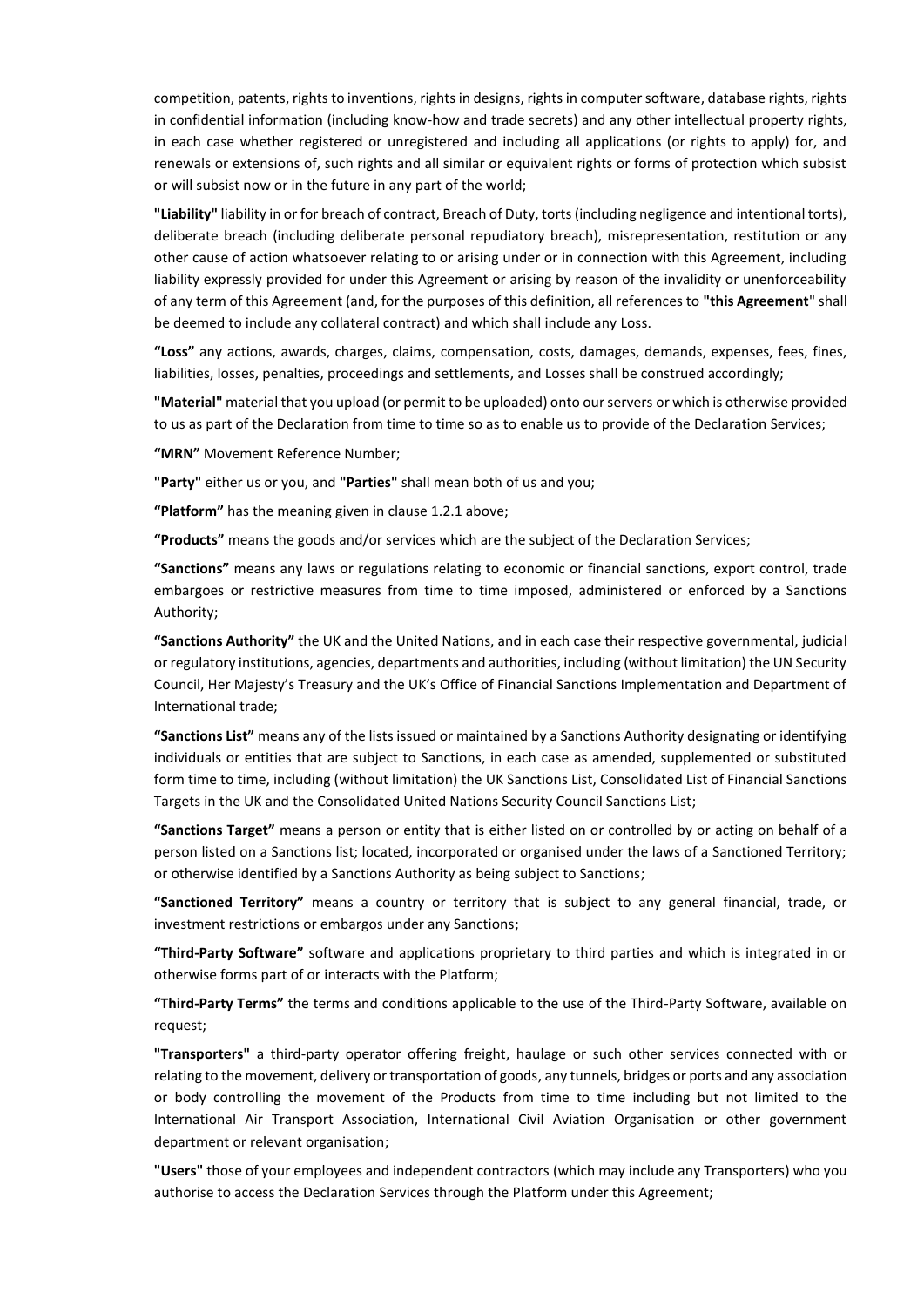competition, patents, rights to inventions, rights in designs, rights in computer software, database rights, rights in confidential information (including know-how and trade secrets) and any other intellectual property rights, in each case whether registered or unregistered and including all applications (or rights to apply) for, and renewals or extensions of, such rights and all similar or equivalent rights or forms of protection which subsist or will subsist now or in the future in any part of the world;

**"Liability"** liability in or for breach of contract, Breach of Duty, torts (including negligence and intentional torts), deliberate breach (including deliberate personal repudiatory breach), misrepresentation, restitution or any other cause of action whatsoever relating to or arising under or in connection with this Agreement, including liability expressly provided for under this Agreement or arising by reason of the invalidity or unenforceability of any term of this Agreement (and, for the purposes of this definition, all references to **"this Agreement"** shall be deemed to include any collateral contract) and which shall include any Loss.

**"Loss"** any actions, awards, charges, claims, compensation, costs, damages, demands, expenses, fees, fines, liabilities, losses, penalties, proceedings and settlements, and Losses shall be construed accordingly;

**"Material"** material that you upload (or permit to be uploaded) onto our servers or which is otherwise provided to us as part of the Declaration from time to time so as to enable us to provide of the Declaration Services;

**"MRN"** Movement Reference Number;

**"Party"** either us or you, and **"Parties"** shall mean both of us and you;

**"Platform"** has the meaning given in clause 1.2.1 above;

**"Products"** means the goods and/or services which are the subject of the Declaration Services;

**"Sanctions"** means any laws or regulations relating to economic or financial sanctions, export control, trade embargoes or restrictive measures from time to time imposed, administered or enforced by a Sanctions Authority;

**"Sanctions Authority"** the UK and the United Nations, and in each case their respective governmental, judicial or regulatory institutions, agencies, departments and authorities, including (without limitation) the UN Security Council, Her Majesty's Treasury and the UK's Office of Financial Sanctions Implementation and Department of International trade;

**"Sanctions List"** means any of the lists issued or maintained by a Sanctions Authority designating or identifying individuals or entities that are subject to Sanctions, in each case as amended, supplemented or substituted form time to time, including (without limitation) the UK Sanctions List, Consolidated List of Financial Sanctions Targets in the UK and the Consolidated United Nations Security Council Sanctions List;

**"Sanctions Target"** means a person or entity that is either listed on or controlled by or acting on behalf of a person listed on a Sanctions list; located, incorporated or organised under the laws of a Sanctioned Territory; or otherwise identified by a Sanctions Authority as being subject to Sanctions;

**"Sanctioned Territory"** means a country or territory that is subject to any general financial, trade, or investment restrictions or embargos under any Sanctions;

**"Third-Party Software"** software and applications proprietary to third parties and which is integrated in or otherwise forms part of or interacts with the Platform;

**"Third-Party Terms"** the terms and conditions applicable to the use of the Third-Party Software, available on request;

**"Transporters"** a third-party operator offering freight, haulage or such other services connected with or relating to the movement, delivery or transportation of goods, any tunnels, bridges or ports and any association or body controlling the movement of the Products from time to time including but not limited to the International Air Transport Association, International Civil Aviation Organisation or other government department or relevant organisation;

**"Users"** those of your employees and independent contractors (which may include any Transporters) who you authorise to access the Declaration Services through the Platform under this Agreement;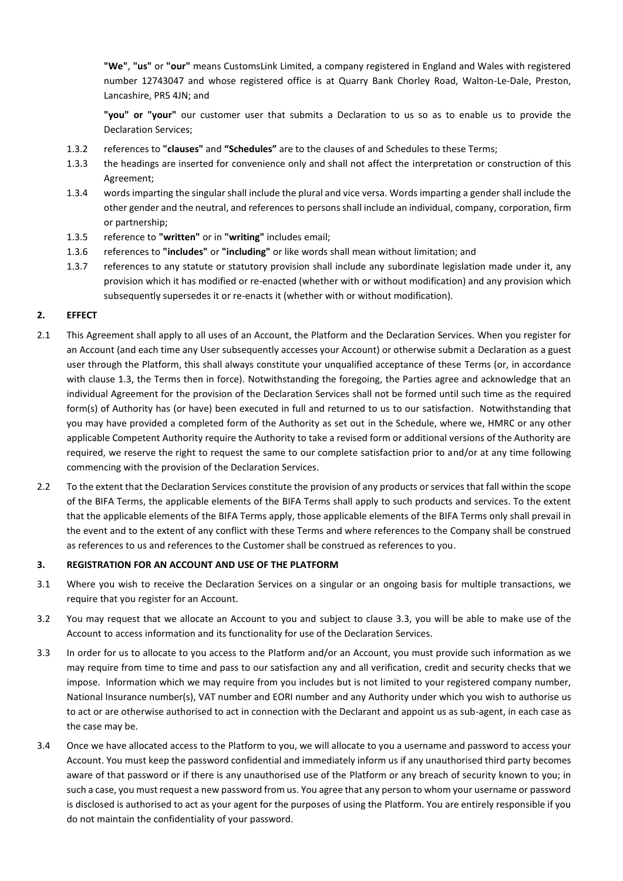**"We"**, **"us"** or **"our"** means CustomsLink Limited, a company registered in England and Wales with registered number 12743047 and whose registered office is at Quarry Bank Chorley Road, Walton-Le-Dale, Preston, Lancashire, PR5 4JN; and

**"you" or "your"** our customer user that submits a Declaration to us so as to enable us to provide the Declaration Services;

1.3.2 references to **"clauses"** and **"Schedules"** are to the clauses of and Schedules to these Terms;

1.3.3 the headings are inserted for convenience only and shall not affect the interpretation or construction of this Agreement;

1.3.4 words imparting the singular shall include the plural and vice versa. Words imparting a gender shall include the other gender and the neutral, and references to persons shall include an individual, company, corporation, firm or partnership;

1.3.5 reference to **"written"** or in **"writing"** includes email;

1.3.6 references to **"includes"** or **"including"** or like words shall mean without limitation; and

1.3.7 references to any statute or statutory provision shall include any subordinate legislation made under it, any provision which it has modified or re-enacted (whether with or without modification) and any provision which subsequently supersedes it or re-enacts it (whether with or without modification).

## 2. EFFECT

2.1 This Agreement shall apply to all uses of an Account, the Platform and the Declaration Services. When you register for an Account (and each time any User subsequently accesses your Account) or otherwise submit a Declaration as a guest user through the Platform, this shall always constitute your unqualified acceptance of these Terms (or, in accordance with clause 1.3, the Terms then in force). Notwithstanding the foregoing, the Parties agree and acknowledge that an individual Agreement for the provision of the Declaration Services shall not be formed until such time as the required form(s) of Authority has (or have) been executed in full and returned to us to our satisfaction. Notwithstanding that you may have provided a completed form of the Authority as set out in the Schedule, where we, HMRC or any other applicable Competent Authority require the Authority to take a revised form or additional versions of the Authority are required, we reserve the right to request the same to our complete satisfaction prior to and/or at any time following commencing with the provision of the Declaration Services.

2.2 To the extent that the Declaration Services constitute the provision of any products or services that fall within the scope of the BIFA Terms, the applicable elements of the BIFA Terms shall apply to such products and services. To the extent that the applicable elements of the BIFA Terms apply, those applicable elements of the BIFA Terms only shall prevail in the event and to the extent of any conflict with these Terms and where references to the Company shall be construed as references to us and references to the Customer shall be construed as references to you.

## 3. REGISTRATION FOR AN ACCOUNT AND USE OF THE PLATFORM

3.1 Where you wish to receive the Declaration Services on a singular or an ongoing basis for multiple transactions, we require that you register for an Account.

3.2 You may request that we allocate an Account to you and subject to clause 3.3, you will be able to make use of the Account to access information and its functionality for use of the Declaration Services.

3.3 In order for us to allocate to you access to the Platform and/or an Account, you must provide such information as we may require from time to time and pass to our satisfaction any and all verification, credit and security checks that we impose. Information which we may require from you includes but is not limited to your registered company number, National Insurance number(s), VAT number and EORI number and any Authority under which you wish to authorise us to act or are otherwise authorised to act in connection with the Declarant and appoint us as sub-agent, in each case as the case may be.

3.4 Once we have allocated access to the Platform to you, we will allocate to you a username and password to access your Account. You must keep the password confidential and immediately inform us if any unauthorised third party becomes aware of that password or if there is any unauthorised use of the Platform or any breach of security known to you; in such a case, you must request a new password from us. You agree that any person to whom your username or password is disclosed is authorised to act as your agent for the purposes of using the Platform. You are entirely responsible if you do not maintain the confidentiality of your password.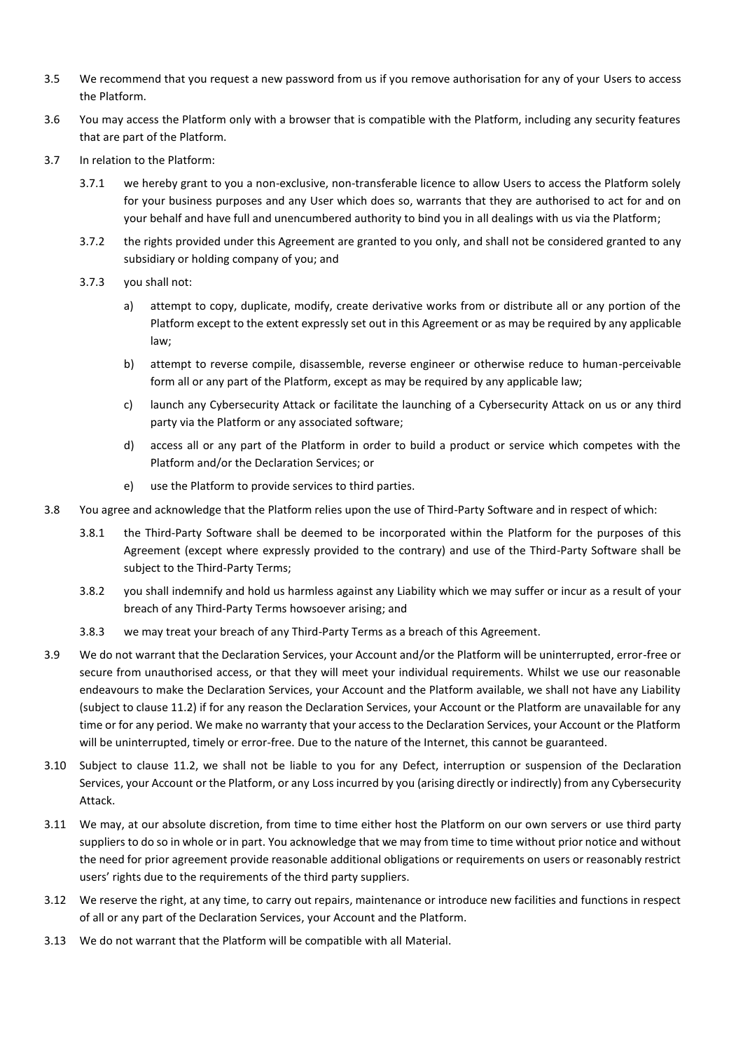3.5 We recommend that you request a new password from us if you remove authorisation for any of your Users to access the Platform.

3.6 You may access the Platform only with a browser that is compatible with the Platform, including any security features that are part of the Platform.

3.7 In relation to the Platform:

3.7.1 we hereby grant to you a non-exclusive, non-transferable licence to allow Users to access the Platform solely for your business purposes and any User which does so, warrants that they are authorised to act for and on your behalf and have full and unencumbered authority to bind you in all dealings with us via the Platform;

3.7.2 the rights provided under this Agreement are granted to you only, and shall not be considered granted to any subsidiary or holding company of you; and

3.7.3 you shall not:

a) attempt to copy, duplicate, modify, create derivative works from or distribute all or any portion of the Platform except to the extent expressly set out in this Agreement or as may be required by any applicable law;

b) attempt to reverse compile, disassemble, reverse engineer or otherwise reduce to human-perceivable form all or any part of the Platform, except as may be required by any applicable law;

c) launch any Cybersecurity Attack or facilitate the launching of a Cybersecurity Attack on us or any third party via the Platform or any associated software;

d) access all or any part of the Platform in order to build a product or service which competes with the Platform and/or the Declaration Services; or

e) use the Platform to provide services to third parties.

3.8 You agree and acknowledge that the Platform relies upon the use of Third-Party Software and in respect of which:

3.8.1 the Third-Party Software shall be deemed to be incorporated within the Platform for the purposes of this Agreement (except where expressly provided to the contrary) and use of the Third-Party Software shall be subject to the Third-Party Terms;

3.8.2 you shall indemnify and hold us harmless against any Liability which we may suffer or incur as a result of your breach of any Third-Party Terms howsoever arising; and

3.8.3 we may treat your breach of any Third-Party Terms as a breach of this Agreement.

3.9 We do not warrant that the Declaration Services, your Account and/or the Platform will be uninterrupted, error-free or secure from unauthorised access, or that they will meet your individual requirements. Whilst we use our reasonable endeavours to make the Declaration Services, your Account and the Platform available, we shall not have any Liability (subject to clause 11.2) if for any reason the Declaration Services, your Account or the Platform are unavailable for any time or for any period. We make no warranty that your access to the Declaration Services, your Account or the Platform will be uninterrupted, timely or error-free. Due to the nature of the Internet, this cannot be guaranteed.

3.10 Subject to clause 11.2, we shall not be liable to you for any Defect, interruption or suspension of the Declaration Services, your Account or the Platform, or any Loss incurred by you (arising directly or indirectly) from any Cybersecurity Attack.

3.11 We may, at our absolute discretion, from time to time either host the Platform on our own servers or use third party suppliers to do so in whole or in part. You acknowledge that we may from time to time without prior notice and without the need for prior agreement provide reasonable additional obligations or requirements on users or reasonably restrict users' rights due to the requirements of the third party suppliers.

3.12 We reserve the right, at any time, to carry out repairs, maintenance or introduce new facilities and functions in respect of all or any part of the Declaration Services, your Account and the Platform.

3.13 We do not warrant that the Platform will be compatible with all Material.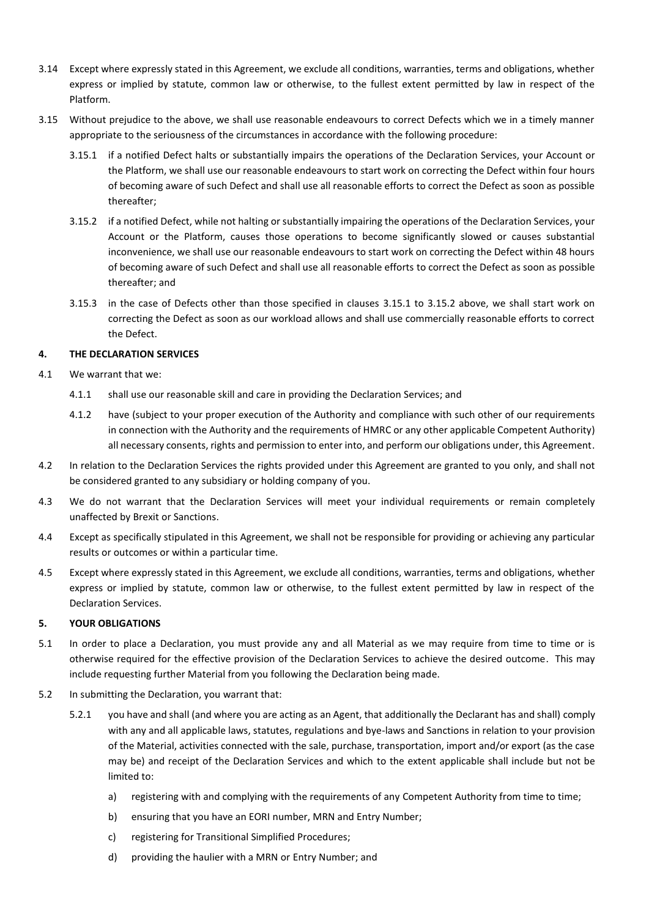3.14 Except where expressly stated in this Agreement, we exclude all conditions, warranties, terms and obligations, whether express or implied by statute, common law or otherwise, to the fullest extent permitted by law in respect of the Platform.

3.15 Without prejudice to the above, we shall use reasonable endeavours to correct Defects which we in a timely manner appropriate to the seriousness of the circumstances in accordance with the following procedure:

3.15.1 if a notified Defect halts or substantially impairs the operations of the Declaration Services, your Account or the Platform, we shall use our reasonable endeavours to start work on correcting the Defect within four hours of becoming aware of such Defect and shall use all reasonable efforts to correct the Defect as soon as possible thereafter;

3.15.2 if a notified Defect, while not halting or substantially impairing the operations of the Declaration Services, your Account or the Platform, causes those operations to become significantly slowed or causes substantial inconvenience, we shall use our reasonable endeavours to start work on correcting the Defect within 48 hours of becoming aware of such Defect and shall use all reasonable efforts to correct the Defect as soon as possible thereafter; and

3.15.3 in the case of Defects other than those specified in clauses 3.15.1 to 3.15.2 above, we shall start work on correcting the Defect as soon as our workload allows and shall use commercially reasonable efforts to correct the Defect.

**4. THE DECLARATION SERVICES**

4.1 We warrant that we:

4.1.1 shall use our reasonable skill and care in providing the Declaration Services; and

4.1.2 have (subject to your proper execution of the Authority and compliance with such other of our requirements in connection with the Authority and the requirements of HMRC or any other applicable Competent Authority) all necessary consents, rights and permission to enter into, and perform our obligations under, this Agreement.

4.2 In relation to the Declaration Services the rights provided under this Agreement are granted to you only, and shall not be considered granted to any subsidiary or holding company of you.

4.3 We do not warrant that the Declaration Services will meet your individual requirements or remain completely unaffected by Brexit or Sanctions.

4.4 Except as specifically stipulated in this Agreement, we shall not be responsible for providing or achieving any particular results or outcomes or within a particular time.

4.5 Except where expressly stated in this Agreement, we exclude all conditions, warranties, terms and obligations, whether express or implied by statute, common law or otherwise, to the fullest extent permitted by law in respect of the Declaration Services.

**5. YOUR OBLIGATIONS**

5.1 In order to place a Declaration, you must provide any and all Material as we may require from time to time or is otherwise required for the effective provision of the Declaration Services to achieve the desired outcome. This may include requesting further Material from you following the Declaration being made.

5.2 In submitting the Declaration, you warrant that:

5.2.1 you have and shall (and where you are acting as an Agent, that additionally the Declarant has and shall) comply with any and all applicable laws, statutes, regulations and bye-laws and Sanctions in relation to your provision of the Material, activities connected with the sale, purchase, transportation, import and/or export (as the case may be) and receipt of the Declaration Services and which to the extent applicable shall include but not be limited to:

a) registering with and complying with the requirements of any Competent Authority from time to time;

b) ensuring that you have an EORI number, MRN and Entry Number;

c) registering for Transitional Simplified Procedures;

d) providing the haulier with a MRN or Entry Number; and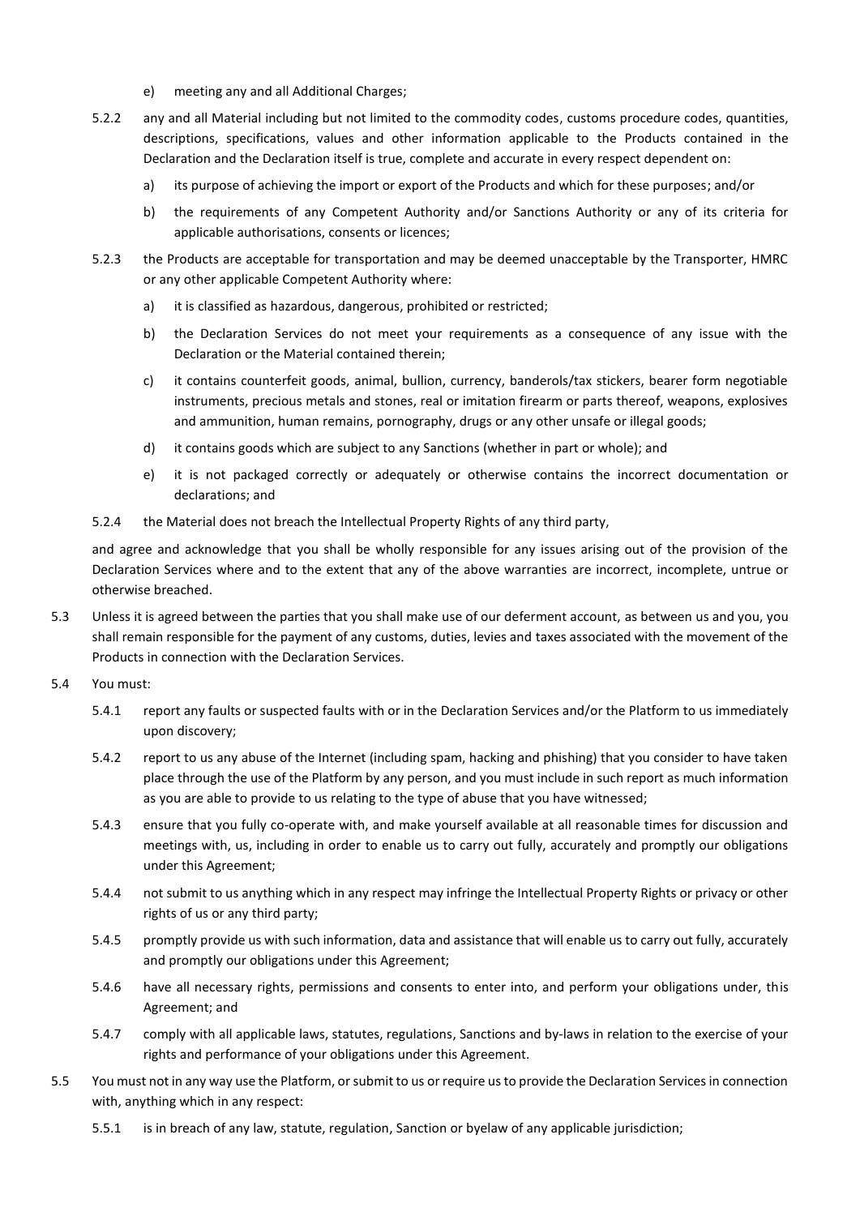e) meeting any and all Additional Charges;

5.2.2 any and all Material including but not limited to the commodity codes, customs procedure codes, quantities, descriptions, specifications, values and other information applicable to the Products contained in the Declaration and the Declaration itself is true, complete and accurate in every respect dependent on:

a) its purpose of achieving the import or export of the Products and which for these purposes; and/or

b) the requirements of any Competent Authority and/or Sanctions Authority or any of its criteria for applicable authorisations, consents or licences;

5.2.3 the Products are acceptable for transportation and may be deemed unacceptable by the Transporter, HMRC or any other applicable Competent Authority where:

a) it is classified as hazardous, dangerous, prohibited or restricted;

b) the Declaration Services do not meet your requirements as a consequence of any issue with the Declaration or the Material contained therein;

c) it contains counterfeit goods, animal, bullion, currency, banderols/tax stickers, bearer form negotiable instruments, precious metals and stones, real or imitation firearm or parts thereof, weapons, explosives and ammunition, human remains, pornography, drugs or any other unsafe or illegal goods;

d) it contains goods which are subject to any Sanctions (whether in part or whole); and

e) it is not packaged correctly or adequately or otherwise contains the incorrect documentation or declarations; and

5.2.4 the Material does not breach the Intellectual Property Rights of any third party,

and agree and acknowledge that you shall be wholly responsible for any issues arising out of the provision of the Declaration Services where and to the extent that any of the above warranties are incorrect, incomplete, untrue or otherwise breached.

5.3 Unless it is agreed between the parties that you shall make use of our deferment account, as between us and you, you shall remain responsible for the payment of any customs, duties, levies and taxes associated with the movement of the Products in connection with the Declaration Services.

5.4 You must:

5.4.1 report any faults or suspected faults with or in the Declaration Services and/or the Platform to us immediately upon discovery;

5.4.2 report to us any abuse of the Internet (including spam, hacking and phishing) that you consider to have taken place through the use of the Platform by any person, and you must include in such report as much information as you are able to provide to us relating to the type of abuse that you have witnessed;

5.4.3 ensure that you fully co-operate with, and make yourself available at all reasonable times for discussion and meetings with, us, including in order to enable us to carry out fully, accurately and promptly our obligations under this Agreement;

5.4.4 not submit to us anything which in any respect may infringe the Intellectual Property Rights or privacy or other rights of us or any third party;

5.4.5 promptly provide us with such information, data and assistance that will enable us to carry out fully, accurately and promptly our obligations under this Agreement;

5.4.6 have all necessary rights, permissions and consents to enter into, and perform your obligations under, this Agreement; and

5.4.7 comply with all applicable laws, statutes, regulations, Sanctions and by-laws in relation to the exercise of your rights and performance of your obligations under this Agreement.

5.5 You must not in any way use the Platform, or submit to us or require us to provide the Declaration Services in connection with, anything which in any respect:

5.5.1 is in breach of any law, statute, regulation, Sanction or byelaw of any applicable jurisdiction;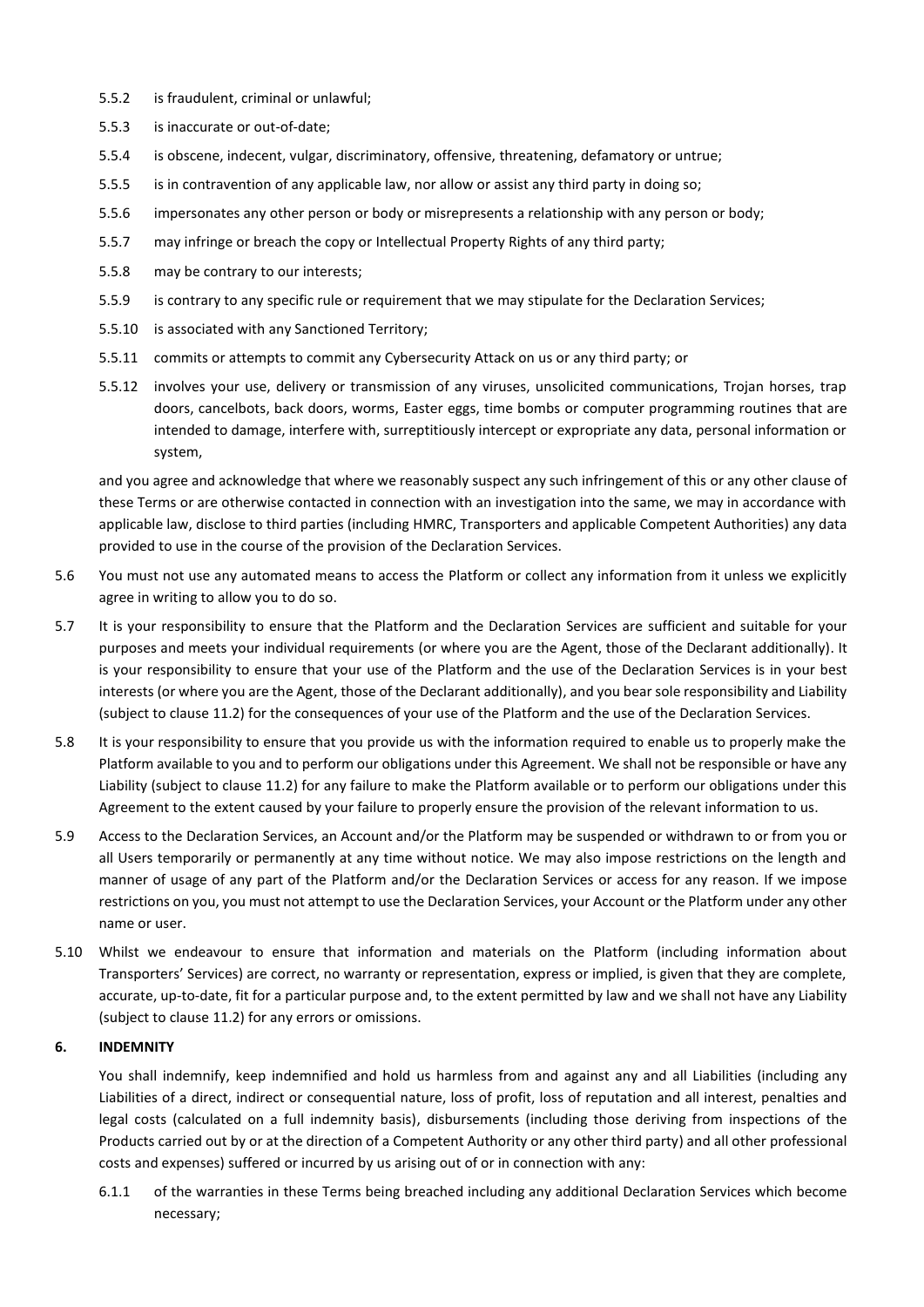5.5.2 is fraudulent, criminal or unlawful;

5.5.3 is inaccurate or out-of-date;

5.5.4 is obscene, indecent, vulgar, discriminatory, offensive, threatening, defamatory or untrue;

5.5.5 is in contravention of any applicable law, nor allow or assist any third party in doing so;

5.5.6 impersonates any other person or body or misrepresents a relationship with any person or body;

5.5.7 may infringe or breach the copy or Intellectual Property Rights of any third party;

5.5.8 may be contrary to our interests;

5.5.9 is contrary to any specific rule or requirement that we may stipulate for the Declaration Services;

5.5.10 is associated with any Sanctioned Territory;

5.5.11 commits or attempts to commit any Cybersecurity Attack on us or any third party; or

5.5.12 involves your use, delivery or transmission of any viruses, unsolicited communications, Trojan horses, trap doors, cancelbots, back doors, worms, Easter eggs, time bombs or computer programming routines that are intended to damage, interfere with, surreptitiously intercept or expropriate any data, personal information or system,

and you agree and acknowledge that where we reasonably suspect any such infringement of this or any other clause of these Terms or are otherwise contacted in connection with an investigation into the same, we may in accordance with applicable law, disclose to third parties (including HMRC, Transporters and applicable Competent Authorities) any data provided to use in the course of the provision of the Declaration Services.

5.6 You must not use any automated means to access the Platform or collect any information from it unless we explicitly agree in writing to allow you to do so.

5.7 It is your responsibility to ensure that the Platform and the Declaration Services are sufficient and suitable for your purposes and meets your individual requirements (or where you are the Agent, those of the Declarant additionally). It is your responsibility to ensure that your use of the Platform and the use of the Declaration Services is in your best interests (or where you are the Agent, those of the Declarant additionally), and you bear sole responsibility and Liability (subject to clause 11.2) for the consequences of your use of the Platform and the use of the Declaration Services.

5.8 It is your responsibility to ensure that you provide us with the information required to enable us to properly make the Platform available to you and to perform our obligations under this Agreement. We shall not be responsible or have any Liability (subject to clause 11.2) for any failure to make the Platform available or to perform our obligations under this Agreement to the extent caused by your failure to properly ensure the provision of the relevant information to us.

5.9 Access to the Declaration Services, an Account and/or the Platform may be suspended or withdrawn to or from you or all Users temporarily or permanently at any time without notice. We may also impose restrictions on the length and manner of usage of any part of the Platform and/or the Declaration Services or access for any reason. If we impose restrictions on you, you must not attempt to use the Declaration Services, your Account or the Platform under any other name or user.

5.10 Whilst we endeavour to ensure that information and materials on the Platform (including information about Transporters' Services) are correct, no warranty or representation, express or implied, is given that they are complete, accurate, up-to-date, fit for a particular purpose and, to the extent permitted by law and we shall not have any Liability (subject to clause 11.2) for any errors or omissions.

## 6. INDEMNITY

You shall indemnify, keep indemnified and hold us harmless from and against any and all Liabilities (including any Liabilities of a direct, indirect or consequential nature, loss of profit, loss of reputation and all interest, penalties and legal costs (calculated on a full indemnity basis), disbursements (including those deriving from inspections of the Products carried out by or at the direction of a Competent Authority or any other third party) and all other professional costs and expenses) suffered or incurred by us arising out of or in connection with any:

6.1.1 of the warranties in these Terms being breached including any additional Declaration Services which become necessary;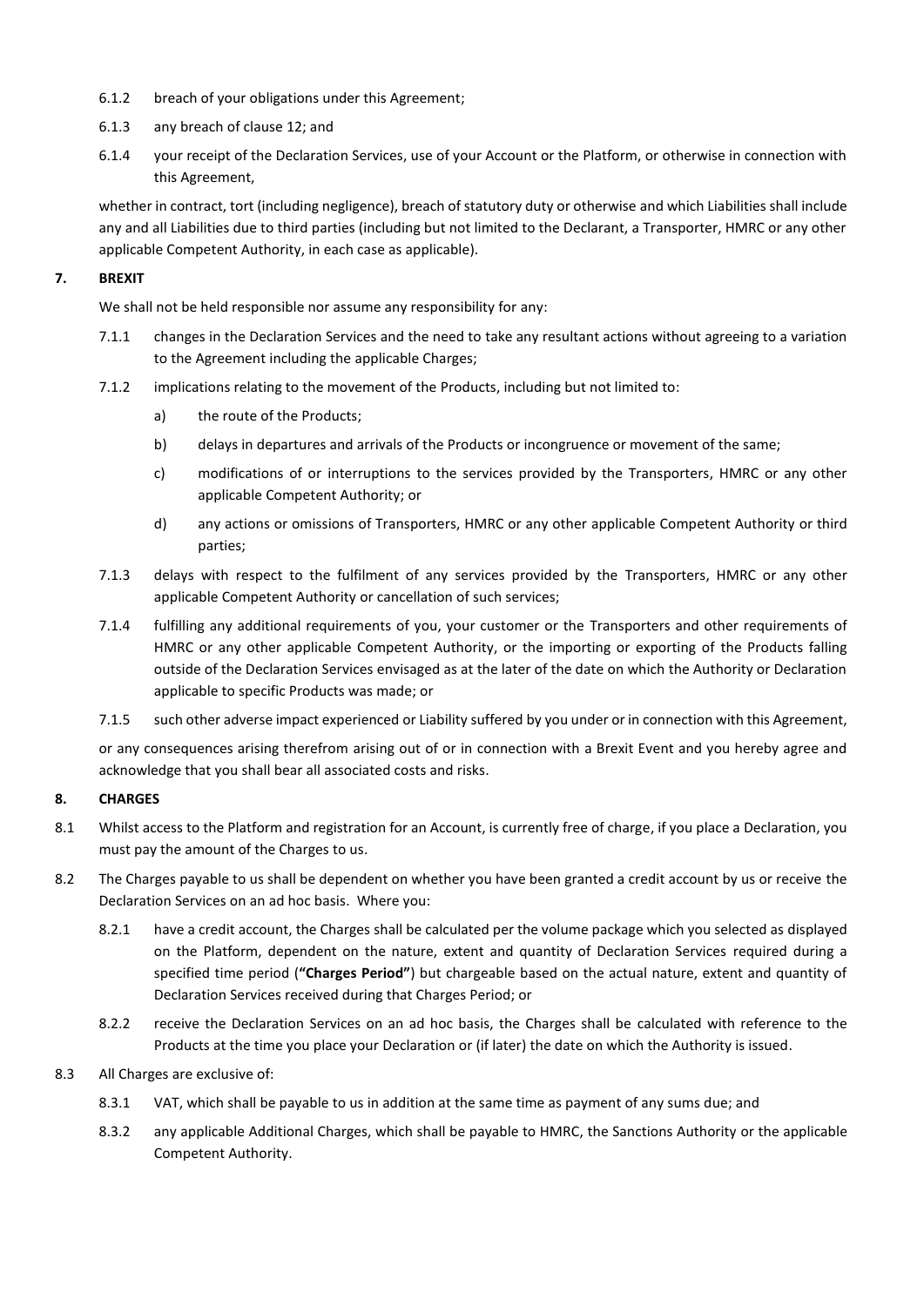6.1.2 breach of your obligations under this Agreement;

6.1.3 any breach of clause 12; and

6.1.4 your receipt of the Declaration Services, use of your Account or the Platform, or otherwise in connection with this Agreement,

whether in contract, tort (including negligence), breach of statutory duty or otherwise and which Liabilities shall include any and all Liabilities due to third parties (including but not limited to the Declarant, a Transporter, HMRC or any other applicable Competent Authority, in each case as applicable).

## 7. BREXIT

We shall not be held responsible nor assume any responsibility for any:

7.1.1 changes in the Declaration Services and the need to take any resultant actions without agreeing to a variation to the Agreement including the applicable Charges;

7.1.2 implications relating to the movement of the Products, including but not limited to:

a) the route of the Products;

b) delays in departures and arrivals of the Products or incongruence or movement of the same;

c) modifications of or interruptions to the services provided by the Transporters, HMRC or any other applicable Competent Authority; or

d) any actions or omissions of Transporters, HMRC or any other applicable Competent Authority or third parties;

7.1.3 delays with respect to the fulfilment of any services provided by the Transporters, HMRC or any other applicable Competent Authority or cancellation of such services;

7.1.4 fulfilling any additional requirements of you, your customer or the Transporters and other requirements of HMRC or any other applicable Competent Authority, or the importing or exporting of the Products falling outside of the Declaration Services envisaged as at the later of the date on which the Authority or Declaration applicable to specific Products was made; or

7.1.5 such other adverse impact experienced or Liability suffered by you under or in connection with this Agreement,

or any consequences arising therefrom arising out of or in connection with a Brexit Event and you hereby agree and acknowledge that you shall bear all associated costs and risks.

## 8. CHARGES

8.1 Whilst access to the Platform and registration for an Account, is currently free of charge, if you place a Declaration, you must pay the amount of the Charges to us.

8.2 The Charges payable to us shall be dependent on whether you have been granted a credit account by us or receive the Declaration Services on an ad hoc basis. Where you:

8.2.1 have a credit account, the Charges shall be calculated per the volume package which you selected as displayed on the Platform, dependent on the nature, extent and quantity of Declaration Services required during a specified time period (**"Charges Period"**) but chargeable based on the actual nature, extent and quantity of Declaration Services received during that Charges Period; or

8.2.2 receive the Declaration Services on an ad hoc basis, the Charges shall be calculated with reference to the Products at the time you place your Declaration or (if later) the date on which the Authority is issued.

8.3 All Charges are exclusive of:

8.3.1 VAT, which shall be payable to us in addition at the same time as payment of any sums due; and

8.3.2 any applicable Additional Charges, which shall be payable to HMRC, the Sanctions Authority or the applicable Competent Authority.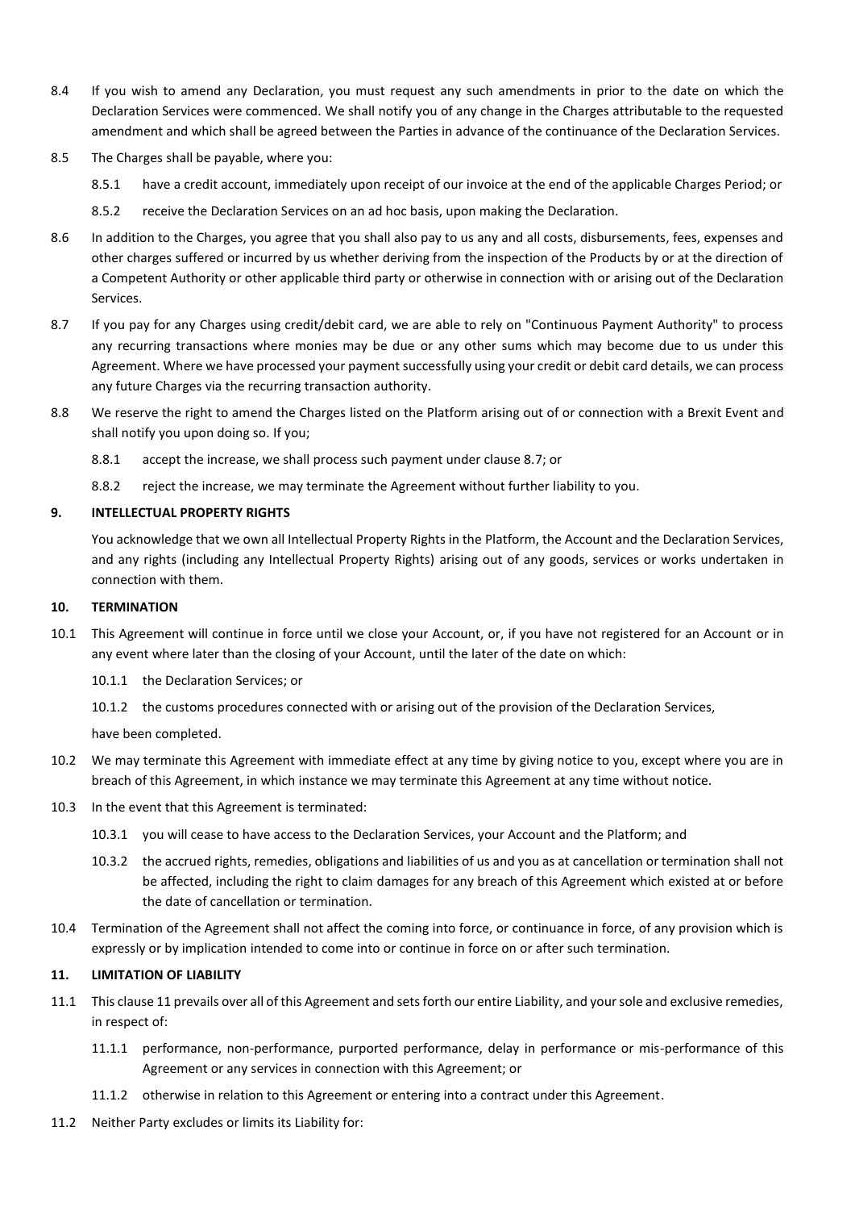8.4 If you wish to amend any Declaration, you must request any such amendments in prior to the date on which the Declaration Services were commenced. We shall notify you of any change in the Charges attributable to the requested amendment and which shall be agreed between the Parties in advance of the continuance of the Declaration Services.

8.5 The Charges shall be payable, where you:

8.5.1 have a credit account, immediately upon receipt of our invoice at the end of the applicable Charges Period; or

8.5.2 receive the Declaration Services on an ad hoc basis, upon making the Declaration.

8.6 In addition to the Charges, you agree that you shall also pay to us any and all costs, disbursements, fees, expenses and other charges suffered or incurred by us whether deriving from the inspection of the Products by or at the direction of a Competent Authority or other applicable third party or otherwise in connection with or arising out of the Declaration Services.

8.7 If you pay for any Charges using credit/debit card, we are able to rely on "Continuous Payment Authority" to process any recurring transactions where monies may be due or any other sums which may become due to us under this Agreement. Where we have processed your payment successfully using your credit or debit card details, we can process any future Charges via the recurring transaction authority.

8.8 We reserve the right to amend the Charges listed on the Platform arising out of or connection with a Brexit Event and shall notify you upon doing so. If you;

8.8.1 accept the increase, we shall process such payment under clause 8.7; or

8.8.2 reject the increase, we may terminate the Agreement without further liability to you.

**9. INTELLECTUAL PROPERTY RIGHTS**

You acknowledge that we own all Intellectual Property Rights in the Platform, the Account and the Declaration Services, and any rights (including any Intellectual Property Rights) arising out of any goods, services or works undertaken in connection with them.

**10. TERMINATION**

10.1 This Agreement will continue in force until we close your Account, or, if you have not registered for an Account or in any event where later than the closing of your Account, until the later of the date on which:

10.1.1 the Declaration Services; or

10.1.2 the customs procedures connected with or arising out of the provision of the Declaration Services,

have been completed.

10.2 We may terminate this Agreement with immediate effect at any time by giving notice to you, except where you are in breach of this Agreement, in which instance we may terminate this Agreement at any time without notice.

10.3 In the event that this Agreement is terminated:

10.3.1 you will cease to have access to the Declaration Services, your Account and the Platform; and

10.3.2 the accrued rights, remedies, obligations and liabilities of us and you as at cancellation or termination shall not be affected, including the right to claim damages for any breach of this Agreement which existed at or before the date of cancellation or termination.

10.4 Termination of the Agreement shall not affect the coming into force, or continuance in force, of any provision which is expressly or by implication intended to come into or continue in force on or after such termination.

**11. LIMITATION OF LIABILITY**

11.1 This clause 11 prevails over all of this Agreement and sets forth our entire Liability, and your sole and exclusive remedies, in respect of:

11.1.1 performance, non-performance, purported performance, delay in performance or mis-performance of this Agreement or any services in connection with this Agreement; or

11.1.2 otherwise in relation to this Agreement or entering into a contract under this Agreement.

11.2 Neither Party excludes or limits its Liability for: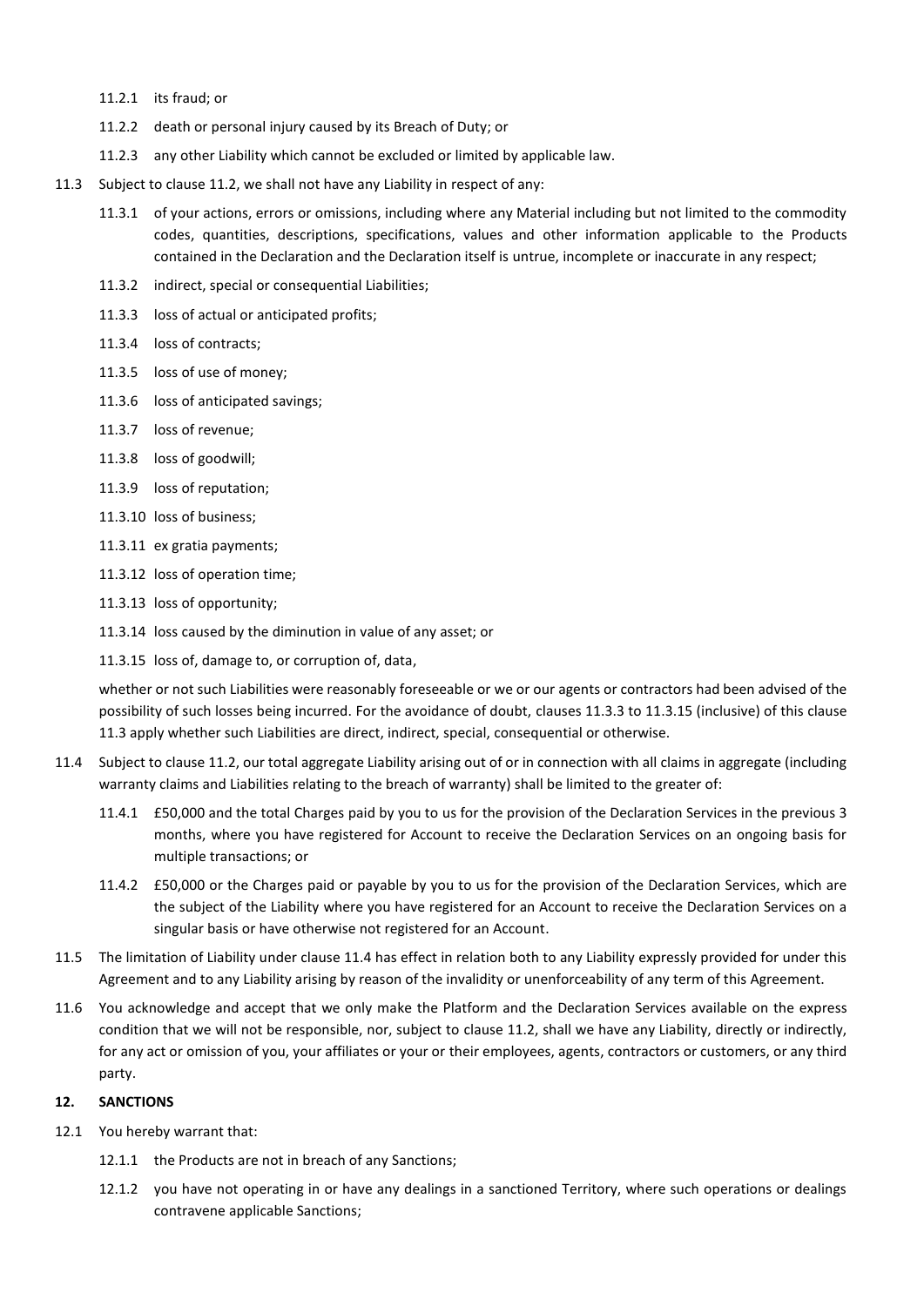11.2.1 its fraud; or

11.2.2 death or personal injury caused by its Breach of Duty; or

11.2.3 any other Liability which cannot be excluded or limited by applicable law.

11.3 Subject to clause 11.2, we shall not have any Liability in respect of any:

11.3.1 of your actions, errors or omissions, including where any Material including but not limited to the commodity codes, quantities, descriptions, specifications, values and other information applicable to the Products contained in the Declaration and the Declaration itself is untrue, incomplete or inaccurate in any respect;

11.3.2 indirect, special or consequential Liabilities;

11.3.3 loss of actual or anticipated profits;

11.3.4 loss of contracts;

11.3.5 loss of use of money;

11.3.6 loss of anticipated savings;

11.3.7 loss of revenue;

11.3.8 loss of goodwill;

11.3.9 loss of reputation;

11.3.10 loss of business;

11.3.11 ex gratia payments;

11.3.12 loss of operation time;

11.3.13 loss of opportunity;

11.3.14 loss caused by the diminution in value of any asset; or

11.3.15 loss of, damage to, or corruption of, data,

whether or not such Liabilities were reasonably foreseeable or we or our agents or contractors had been advised of the possibility of such losses being incurred. For the avoidance of doubt, clauses 11.3.3 to 11.3.15 (inclusive) of this clause 11.3 apply whether such Liabilities are direct, indirect, special, consequential or otherwise.

11.4 Subject to clause 11.2, our total aggregate Liability arising out of or in connection with all claims in aggregate (including warranty claims and Liabilities relating to the breach of warranty) shall be limited to the greater of:

11.4.1 £50,000 and the total Charges paid by you to us for the provision of the Declaration Services in the previous 3 months, where you have registered for Account to receive the Declaration Services on an ongoing basis for multiple transactions; or

11.4.2 £50,000 or the Charges paid or payable by you to us for the provision of the Declaration Services, which are the subject of the Liability where you have registered for an Account to receive the Declaration Services on a singular basis or have otherwise not registered for an Account.

11.5 The limitation of Liability under clause 11.4 has effect in relation both to any Liability expressly provided for under this Agreement and to any Liability arising by reason of the invalidity or unenforceability of any term of this Agreement.

11.6 You acknowledge and accept that we only make the Platform and the Declaration Services available on the express condition that we will not be responsible, nor, subject to clause 11.2, shall we have any Liability, directly or indirectly, for any act or omission of you, your affiliates or your or their employees, agents, contractors or customers, or any third party.

**12. SANCTIONS**

12.1 You hereby warrant that:

12.1.1 the Products are not in breach of any Sanctions;

12.1.2 you have not operating in or have any dealings in a sanctioned Territory, where such operations or dealings contravene applicable Sanctions;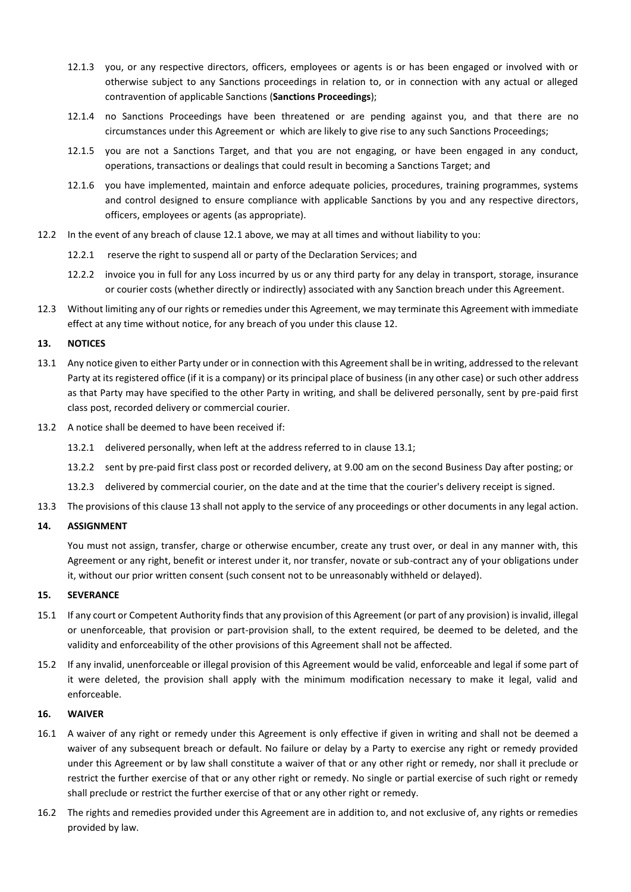12.1.3 you, or any respective directors, officers, employees or agents is or has been engaged or involved with or otherwise subject to any Sanctions proceedings in relation to, or in connection with any actual or alleged contravention of applicable Sanctions (**Sanctions Proceedings**);

12.1.4 no Sanctions Proceedings have been threatened or are pending against you, and that there are no circumstances under this Agreement or which are likely to give rise to any such Sanctions Proceedings;

12.1.5 you are not a Sanctions Target, and that you are not engaging, or have been engaged in any conduct, operations, transactions or dealings that could result in becoming a Sanctions Target; and

12.1.6 you have implemented, maintain and enforce adequate policies, procedures, training programmes, systems and control designed to ensure compliance with applicable Sanctions by you and any respective directors, officers, employees or agents (as appropriate).

12.2 In the event of any breach of clause 12.1 above, we may at all times and without liability to you:

12.2.1 reserve the right to suspend all or party of the Declaration Services; and

12.2.2 invoice you in full for any Loss incurred by us or any third party for any delay in transport, storage, insurance or courier costs (whether directly or indirectly) associated with any Sanction breach under this Agreement.

12.3 Without limiting any of our rights or remedies under this Agreement, we may terminate this Agreement with immediate effect at any time without notice, for any breach of you under this clause 12.

## 13. NOTICES

13.1 Any notice given to either Party under or in connection with this Agreement shall be in writing, addressed to the relevant Party at its registered office (if it is a company) or its principal place of business (in any other case) or such other address as that Party may have specified to the other Party in writing, and shall be delivered personally, sent by pre-paid first class post, recorded delivery or commercial courier.

13.2 A notice shall be deemed to have been received if:

13.2.1 delivered personally, when left at the address referred to in clause 13.1;

13.2.2 sent by pre-paid first class post or recorded delivery, at 9.00 am on the second Business Day after posting; or

13.2.3 delivered by commercial courier, on the date and at the time that the courier's delivery receipt is signed.

13.3 The provisions of this clause 13 shall not apply to the service of any proceedings or other documents in any legal action.

## 14. ASSIGNMENT

You must not assign, transfer, charge or otherwise encumber, create any trust over, or deal in any manner with, this Agreement or any right, benefit or interest under it, nor transfer, novate or sub-contract any of your obligations under it, without our prior written consent (such consent not to be unreasonably withheld or delayed).

## 15. SEVERANCE

15.1 If any court or Competent Authority finds that any provision of this Agreement (or part of any provision) is invalid, illegal or unenforceable, that provision or part-provision shall, to the extent required, be deemed to be deleted, and the validity and enforceability of the other provisions of this Agreement shall not be affected.

15.2 If any invalid, unenforceable or illegal provision of this Agreement would be valid, enforceable and legal if some part of it were deleted, the provision shall apply with the minimum modification necessary to make it legal, valid and enforceable.

## 16. WAIVER

16.1 A waiver of any right or remedy under this Agreement is only effective if given in writing and shall not be deemed a waiver of any subsequent breach or default. No failure or delay by a Party to exercise any right or remedy provided under this Agreement or by law shall constitute a waiver of that or any other right or remedy, nor shall it preclude or restrict the further exercise of that or any other right or remedy. No single or partial exercise of such right or remedy shall preclude or restrict the further exercise of that or any other right or remedy.

16.2 The rights and remedies provided under this Agreement are in addition to, and not exclusive of, any rights or remedies provided by law.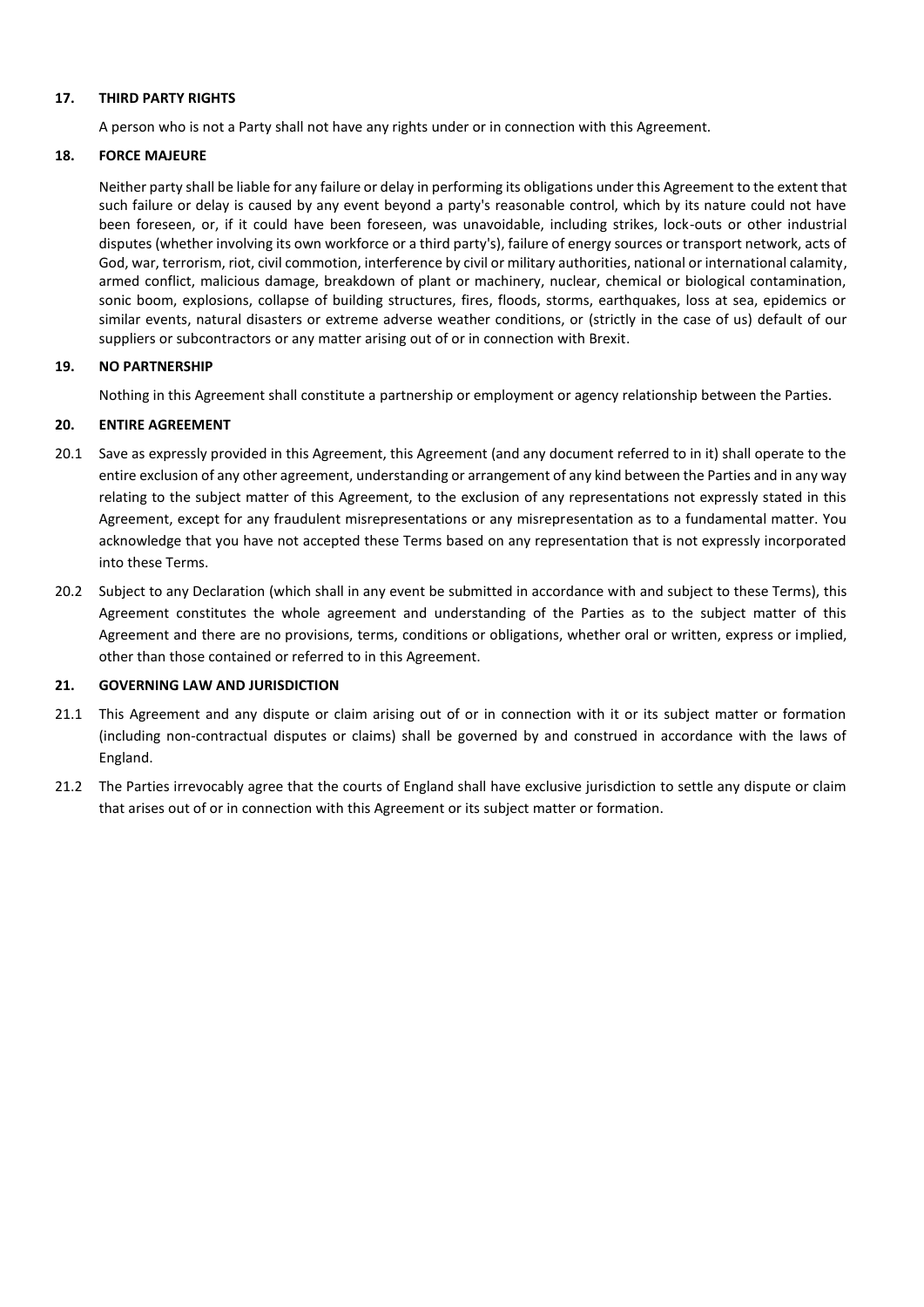## 17. THIRD PARTY RIGHTS

A person who is not a Party shall not have any rights under or in connection with this Agreement.

## 18. FORCE MAJEURE

Neither party shall be liable for any failure or delay in performing its obligations under this Agreement to the extent that such failure or delay is caused by any event beyond a party's reasonable control, which by its nature could not have been foreseen, or, if it could have been foreseen, was unavoidable, including strikes, lock-outs or other industrial disputes (whether involving its own workforce or a third party's), failure of energy sources or transport network, acts of God, war, terrorism, riot, civil commotion, interference by civil or military authorities, national or international calamity, armed conflict, malicious damage, breakdown of plant or machinery, nuclear, chemical or biological contamination, sonic boom, explosions, collapse of building structures, fires, floods, storms, earthquakes, loss at sea, epidemics or similar events, natural disasters or extreme adverse weather conditions, or (strictly in the case of us) default of our suppliers or subcontractors or any matter arising out of or in connection with Brexit.

## 19. NO PARTNERSHIP

Nothing in this Agreement shall constitute a partnership or employment or agency relationship between the Parties.

## 20. ENTIRE AGREEMENT

20.1 Save as expressly provided in this Agreement, this Agreement (and any document referred to in it) shall operate to the entire exclusion of any other agreement, understanding or arrangement of any kind between the Parties and in any way relating to the subject matter of this Agreement, to the exclusion of any representations not expressly stated in this Agreement, except for any fraudulent misrepresentations or any misrepresentation as to a fundamental matter. You acknowledge that you have not accepted these Terms based on any representation that is not expressly incorporated into these Terms.

20.2 Subject to any Declaration (which shall in any event be submitted in accordance with and subject to these Terms), this Agreement constitutes the whole agreement and understanding of the Parties as to the subject matter of this Agreement and there are no provisions, terms, conditions or obligations, whether oral or written, express or implied, other than those contained or referred to in this Agreement.

## 21. GOVERNING LAW AND JURISDICTION

21.1 This Agreement and any dispute or claim arising out of or in connection with it or its subject matter or formation (including non-contractual disputes or claims) shall be governed by and construed in accordance with the laws of England.

21.2 The Parties irrevocably agree that the courts of England shall have exclusive jurisdiction to settle any dispute or claim that arises out of or in connection with this Agreement or its subject matter or formation.